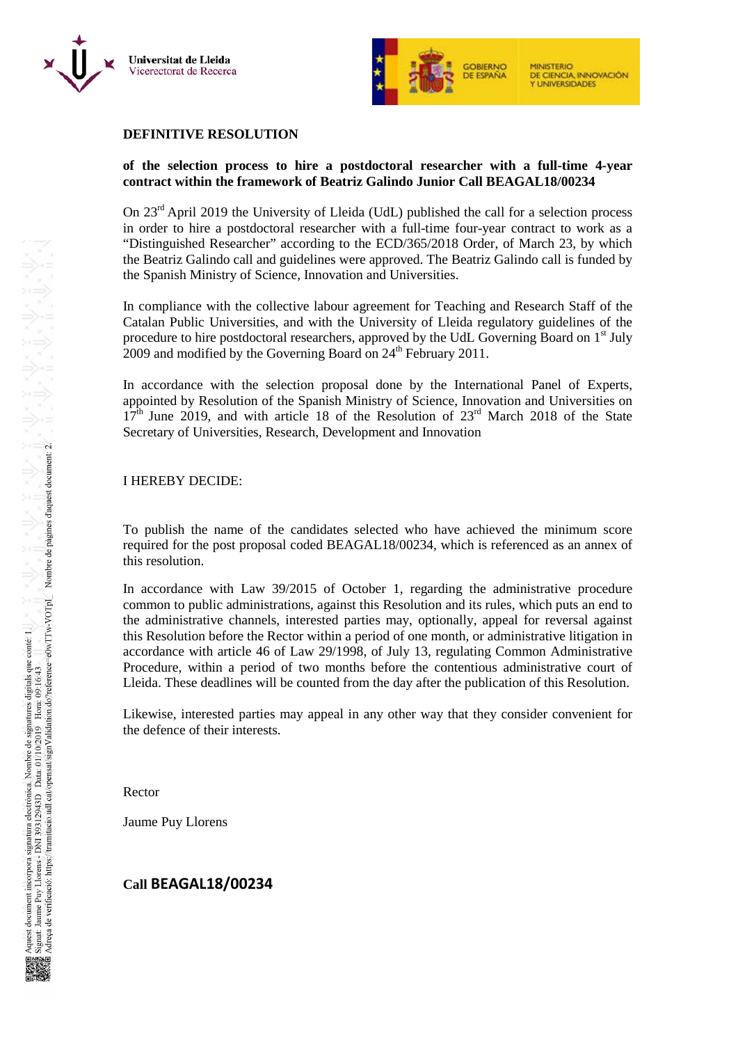Universitat de Lleida
Vicerectorat de Recerca

GOBIERNO DE ESPAÑA — MINISTERIO DE CIENCIA, INNOVACIÓN Y UNIVERSIDADES

**DEFINITIVE RESOLUTION**

**of the selection process to hire a postdoctoral researcher with a full-time 4-year contract within the framework of Beatriz Galindo Junior Call BEAGAL18/00234**

On 23rd April 2019 the University of Lleida (UdL) published the call for a selection process in order to hire a postdoctoral researcher with a full-time four-year contract to work as a "Distinguished Researcher" according to the ECD/365/2018 Order, of March 23, by which the Beatriz Galindo call and guidelines were approved. The Beatriz Galindo call is funded by the Spanish Ministry of Science, Innovation and Universities.

In compliance with the collective labour agreement for Teaching and Research Staff of the Catalan Public Universities, and with the University of Lleida regulatory guidelines of the procedure to hire postdoctoral researchers, approved by the UdL Governing Board on 1st July 2009 and modified by the Governing Board on 24th February 2011.

In accordance with the selection proposal done by the International Panel of Experts, appointed by Resolution of the Spanish Ministry of Science, Innovation and Universities on 17th June 2019, and with article 18 of the Resolution of 23rd March 2018 of the State Secretary of Universities, Research, Development and Innovation

I HEREBY DECIDE:

To publish the name of the candidates selected who have achieved the minimum score required for the post proposal coded BEAGAL18/00234, which is referenced as an annex of this resolution.

In accordance with Law 39/2015 of October 1, regarding the administrative procedure common to public administrations, against this Resolution and its rules, which puts an end to the administrative channels, interested parties may, optionally, appeal for reversal against this Resolution before the Rector within a period of one month, or administrative litigation in accordance with article 46 of Law 29/1998, of July 13, regulating Common Administrative Procedure, within a period of two months before the contentious administrative court of Lleida. These deadlines will be counted from the day after the publication of this Resolution.

Likewise, interested parties may appeal in any other way that they consider convenient for the defence of their interests.

Rector

Jaume Puy Llorens

**Call BEAGAL18/00234**

Aquest document incorpora signatura electrònica. Nombre de signatures digitals que conté: 1. Signat: Jaume Puy Llorens - DNI 39312943D Data: 01/10/2019 Hora: 09:16:43 Adreça de verificació: https://tramitacio.udl.cat/opensat/signValidation.do?reference=e0wTTw-VOTpL Nombre de pàgines d'aquest document: 2.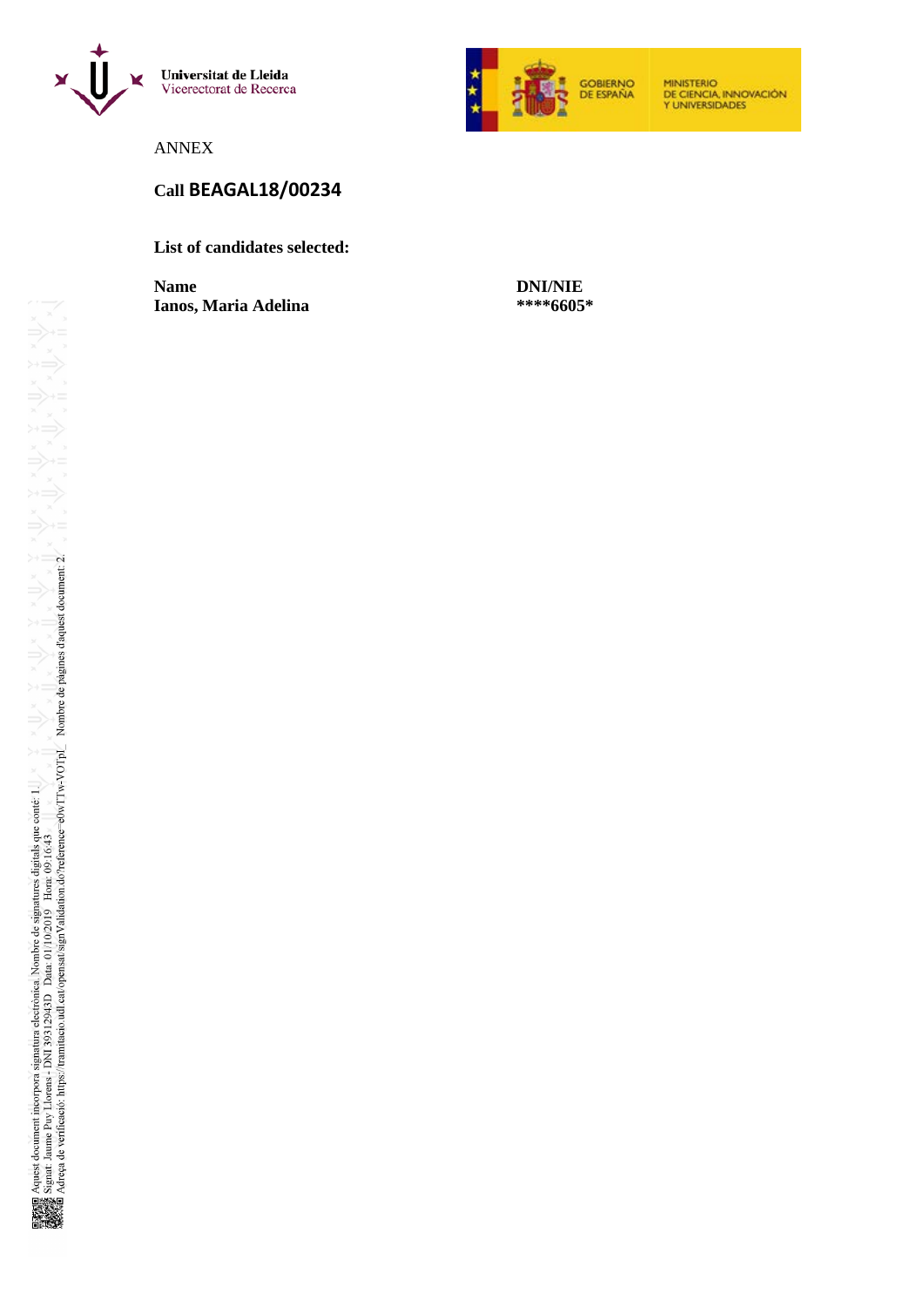Universitat de Lleida
Vicerectorat de Recerca

GOBIERNO DE ESPAÑA | MINISTERIO DE CIENCIA, INNOVACIÓN Y UNIVERSIDADES

ANNEX

**Call BEAGAL18/00234**

**List of candidates selected:**

| Name | DNI/NIE |
| --- | --- |
| **Ianos, Maria Adelina** | **\*\*\*\*6605\*** |

Aquest document incorpora signatura electrònica. Nombre de signatures digitals que conté: 1
Signat: Jaume Puy Llorens - DNI 39312943D Data: 01/10/2019 Hora: 09:16:43
Adreça de verificació: https://tramitacio.udl.cat/opensat/signValidation.do?reference=e0wTTw-VOTpL Nombre de pàgines d'aquest document: 2